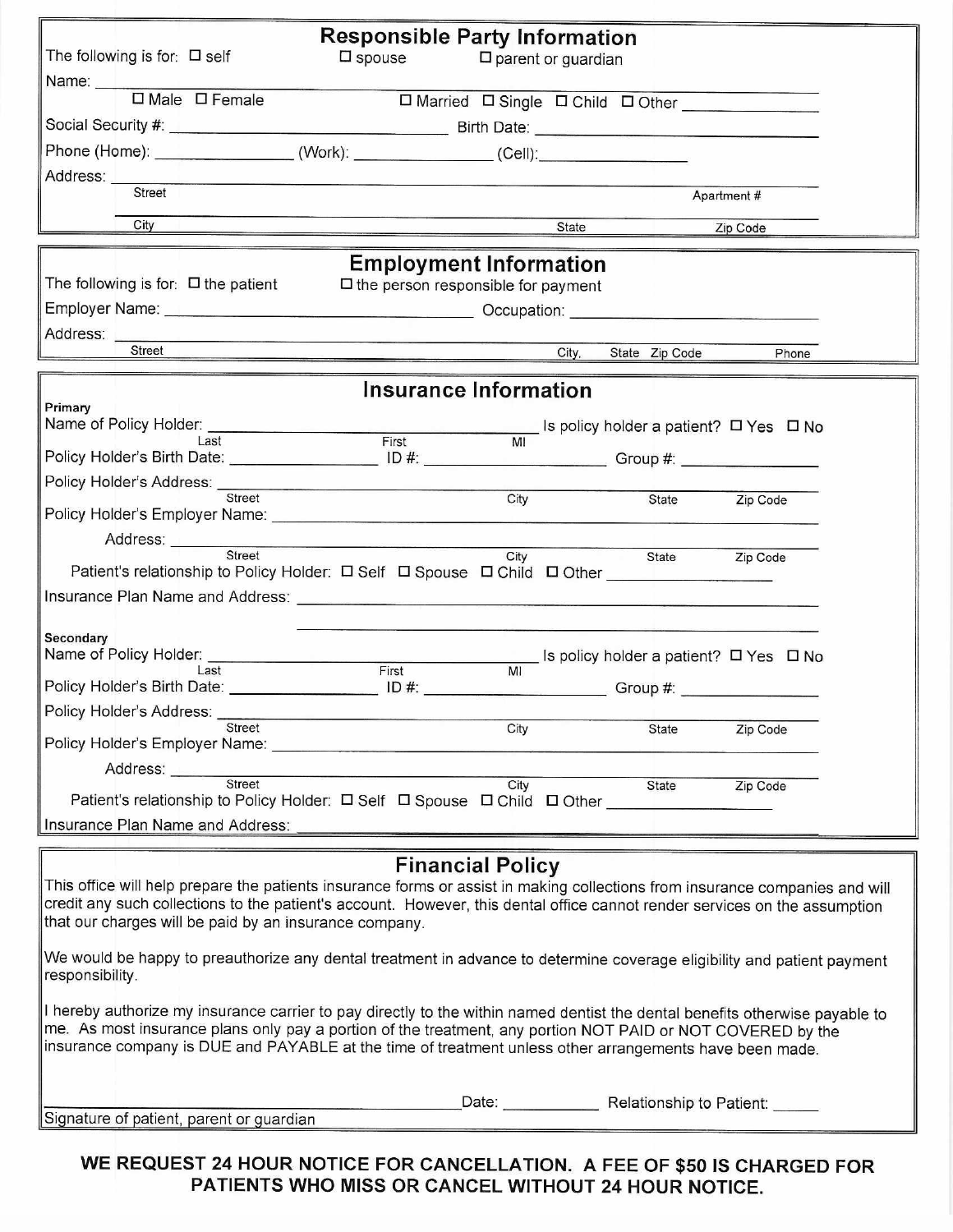## Responsible Party Information

The following is for: ☐ self ☐ spouse ☐ parent or guardian

Name: ______________________________________________

☐ Male ☐ Female ☐ Married ☐ Single ☐ Child ☐ Other ______________

Social Security #: ______________________ Birth Date: ______________________

Phone (Home): ______________ (Work): ______________ (Cell): ______________

Address: ______________________________________________

Street Apartment #

______________________________________________

City State Zip Code

## Employment Information

The following is for: ☐ the patient ☐ the person responsible for payment

Employer Name: ______________________ Occupation: ______________________

Address: ______________________________________________

Street City, State Zip Code Phone

## Insurance Information

**Primary**

Name of Policy Holder: ______________________ Is policy holder a patient? ☐ Yes ☐ No

Last First MI

Policy Holder's Birth Date: ______________ ID #: ______________ Group #: ______________

Policy Holder's Address: ______________________________________________

Street City State Zip Code

Policy Holder's Employer Name: ______________________________________________

Address: ______________________________________________

Street City State Zip Code

Patient's relationship to Policy Holder: ☐ Self ☐ Spouse ☐ Child ☐ Other ______________

Insurance Plan Name and Address: ______________________________________________

______________________________________________

**Secondary**

Name of Policy Holder: ______________________ Is policy holder a patient? ☐ Yes ☐ No

Last First MI

Policy Holder's Birth Date: ______________ ID #: ______________ Group #: ______________

Policy Holder's Address: ______________________________________________

Street City State Zip Code

Policy Holder's Employer Name: ______________________________________________

Address: ______________________________________________

Street City State Zip Code

Patient's relationship to Policy Holder: ☐ Self ☐ Spouse ☐ Child ☐ Other ______________

Insurance Plan Name and Address: ______________________________________________

## Financial Policy

This office will help prepare the patients insurance forms or assist in making collections from insurance companies and will credit any such collections to the patient's account. However, this dental office cannot render services on the assumption that our charges will be paid by an insurance company.

We would be happy to preauthorize any dental treatment in advance to determine coverage eligibility and patient payment responsibility.

I hereby authorize my insurance carrier to pay directly to the within named dentist the dental benefits otherwise payable to me. As most insurance plans only pay a portion of the treatment, any portion NOT PAID or NOT COVERED by the insurance company is DUE and PAYABLE at the time of treatment unless other arrangements have been made.

______________________________ Date: __________ Relationship to Patient: _____

Signature of patient, parent or guardian

**WE REQUEST 24 HOUR NOTICE FOR CANCELLATION. A FEE OF $50 IS CHARGED FOR PATIENTS WHO MISS OR CANCEL WITHOUT 24 HOUR NOTICE.**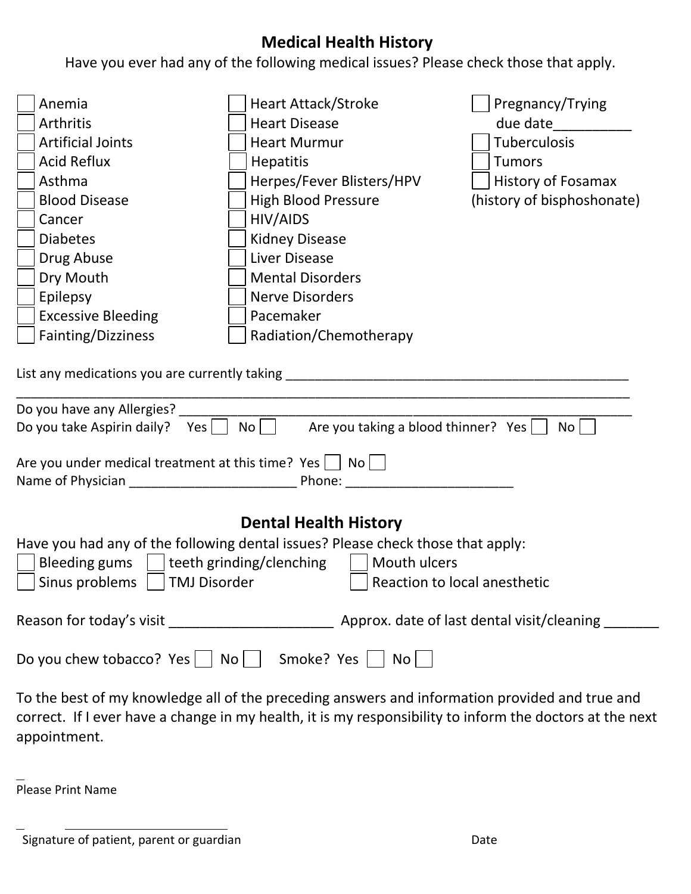## Medical Health History

Have you ever had any of the following medical issues? Please check those that apply.

- [ ] Anemia
- [ ] Arthritis
- [ ] Artificial Joints
- [ ] Acid Reflux
- [ ] Asthma
- [ ] Blood Disease
- [ ] Cancer
- [ ] Diabetes
- [ ] Drug Abuse
- [ ] Dry Mouth
- [ ] Epilepsy
- [ ] Excessive Bleeding
- [ ] Fainting/Dizziness
- [ ] Heart Attack/Stroke
- [ ] Heart Disease
- [ ] Heart Murmur
- [ ] Hepatitis
- [ ] Herpes/Fever Blisters/HPV
- [ ] High Blood Pressure
- [ ] HIV/AIDS
- [ ] Kidney Disease
- [ ] Liver Disease
- [ ] Mental Disorders
- [ ] Nerve Disorders
- [ ] Pacemaker
- [ ] Radiation/Chemotherapy
- [ ] Pregnancy/Trying due date__________
- [ ] Tuberculosis
- [ ] Tumors
- [ ] History of Fosamax (history of bisphoshonate)

List any medications you are currently taking ________________________________________________

_____________________________________________________________________________________

Do you have any Allergies? ______________________________________________________________

Do you take Aspirin daily? Yes [ ] No [ ] Are you taking a blood thinner? Yes [ ] No [ ]

Are you under medical treatment at this time? Yes [ ] No [ ]

Name of Physician _______________________ Phone: _______________________

## Dental Health History

Have you had any of the following dental issues? Please check those that apply:

- [ ] Bleeding gums
- [ ] teeth grinding/clenching
- [ ] Mouth ulcers
- [ ] Sinus problems
- [ ] TMJ Disorder
- [ ] Reaction to local anesthetic

Reason for today's visit _____________________ Approx. date of last dental visit/cleaning _______

Do you chew tobacco? Yes [ ] No [ ] Smoke? Yes [ ] No [ ]

To the best of my knowledge all of the preceding answers and information provided and true and correct. If I ever have a change in my health, it is my responsibility to inform the doctors at the next appointment.

_

Please Print Name

_ __________________________

Signature of patient, parent or guardian Date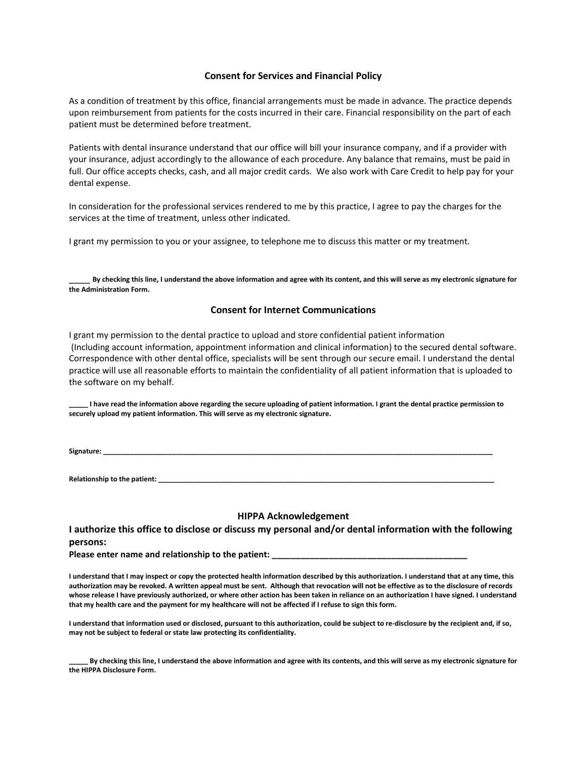## Consent for Services and Financial Policy

As a condition of treatment by this office, financial arrangements must be made in advance. The practice depends upon reimbursement from patients for the costs incurred in their care. Financial responsibility on the part of each patient must be determined before treatment.

Patients with dental insurance understand that our office will bill your insurance company, and if a provider with your insurance, adjust accordingly to the allowance of each procedure. Any balance that remains, must be paid in full. Our office accepts checks, cash, and all major credit cards. We also work with Care Credit to help pay for your dental expense.

In consideration for the professional services rendered to me by this practice, I agree to pay the charges for the services at the time of treatment, unless other indicated.

I grant my permission to you or your assignee, to telephone me to discuss this matter or my treatment.

**_____ By checking this line, I understand the above information and agree with its content, and this will serve as my electronic signature for the Administration Form.**

## Consent for Internet Communications

I grant my permission to the dental practice to upload and store confidential patient information (Including account information, appointment information and clinical information) to the secured dental software. Correspondence with other dental office, specialists will be sent through our secure email. I understand the dental practice will use all reasonable efforts to maintain the confidentiality of all patient information that is uploaded to the software on my behalf.

**_____ I have read the information above regarding the secure uploading of patient information. I grant the dental practice permission to securely upload my patient information. This will serve as my electronic signature.**

**Signature:** ____________________________________________________________________________________________

**Relationship to the patient:** ________________________________________________________________________________

## HIPPA Acknowledgement

**I authorize this office to disclose or discuss my personal and/or dental information with the following persons:**

**Please enter name and relationship to the patient:** ________________________________________

**I understand that I may inspect or copy the protected health information described by this authorization. I understand that at any time, this authorization may be revoked. A written appeal must be sent. Although that revocation will not be effective as to the disclosure of records whose release I have previously authorized, or where other action has been taken in reliance on an authorization I have signed. I understand that my health care and the payment for my healthcare will not be affected if I refuse to sign this form.**

**I understand that information used or disclosed, pursuant to this authorization, could be subject to re-disclosure by the recipient and, if so, may not be subject to federal or state law protecting its confidentiality.**

**_____ By checking this line, I understand the above information and agree with its contents, and this will serve as my electronic signature for the HIPPA Disclosure Form.**